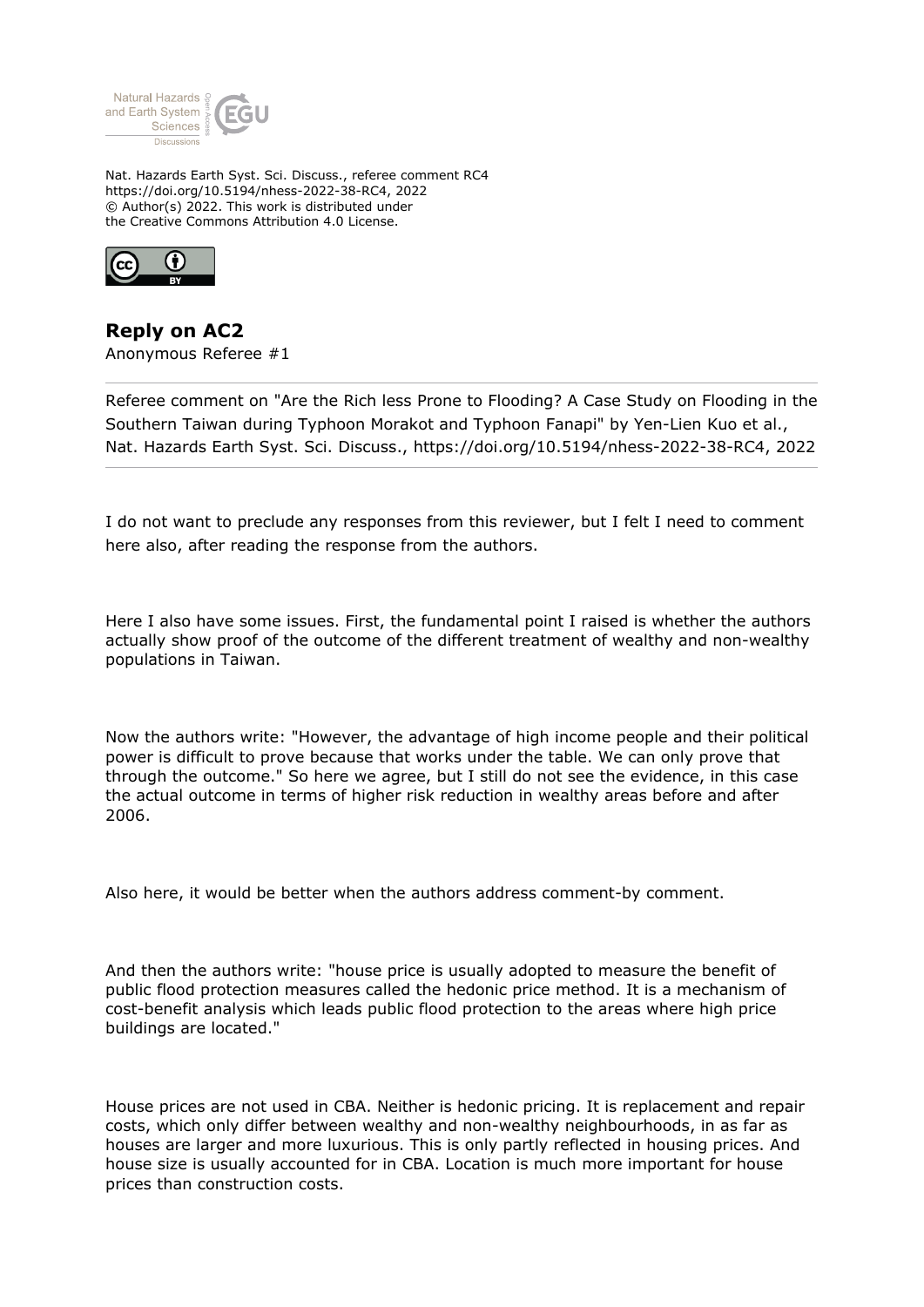Nat. Hazards Earth Syst. Sci. Discuss., referee comment RC4
https://doi.org/10.5194/nhess-2022-38-RC4, 2022
© Author(s) 2022. This work is distributed under
the Creative Commons Attribution 4.0 License.

## Reply on AC2

Anonymous Referee #1

Referee comment on "Are the Rich less Prone to Flooding? A Case Study on Flooding in the Southern Taiwan during Typhoon Morakot and Typhoon Fanapi" by Yen-Lien Kuo et al., Nat. Hazards Earth Syst. Sci. Discuss., https://doi.org/10.5194/nhess-2022-38-RC4, 2022

---

I do not want to preclude any responses from this reviewer, but I felt I need to comment here also, after reading the response from the authors.

Here I also have some issues. First, the fundamental point I raised is whether the authors actually show proof of the outcome of the different treatment of wealthy and non-wealthy populations in Taiwan.

Now the authors write: "However, the advantage of high income people and their political power is difficult to prove because that works under the table. We can only prove that through the outcome." So here we agree, but I still do not see the evidence, in this case the actual outcome in terms of higher risk reduction in wealthy areas before and after 2006.

Also here, it would be better when the authors address comment-by comment.

And then the authors write: "house price is usually adopted to measure the benefit of public flood protection measures called the hedonic price method. It is a mechanism of cost-benefit analysis which leads public flood protection to the areas where high price buildings are located."

House prices are not used in CBA. Neither is hedonic pricing. It is replacement and repair costs, which only differ between wealthy and non-wealthy neighbourhoods, in as far as houses are larger and more luxurious. This is only partly reflected in housing prices. And house size is usually accounted for in CBA. Location is much more important for house prices than construction costs.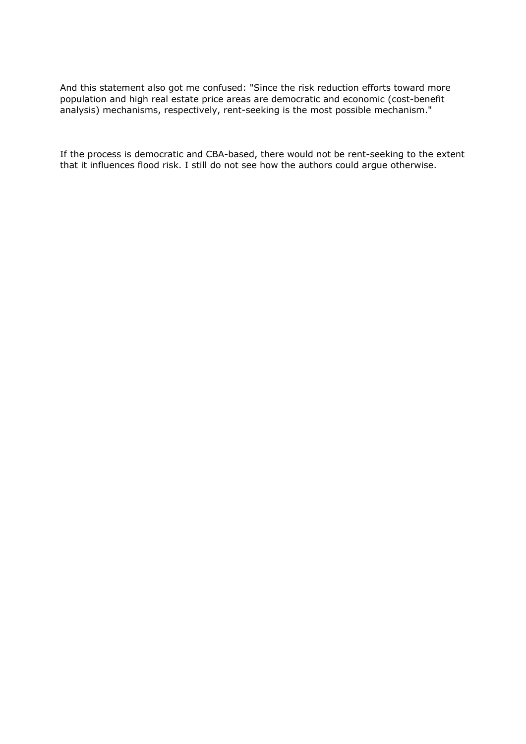And this statement also got me confused: "Since the risk reduction efforts toward more population and high real estate price areas are democratic and economic (cost-benefit analysis) mechanisms, respectively, rent-seeking is the most possible mechanism."

If the process is democratic and CBA-based, there would not be rent-seeking to the extent that it influences flood risk. I still do not see how the authors could argue otherwise.